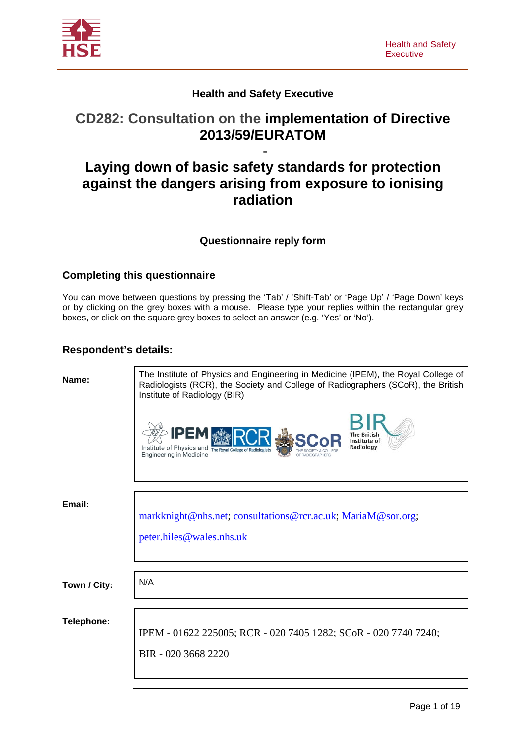Health and Safety Executive

## Health and Safety Executive

# CD282: Consultation on the implementation of Directive 2013/59/EURATOM

-

# Laying down of basic safety standards for protection against the dangers arising from exposure to ionising radiation

### Questionnaire reply form

### Completing this questionnaire

You can move between questions by pressing the 'Tab' / 'Shift-Tab' or 'Page Up' / 'Page Down' keys or by clicking on the grey boxes with a mouse. Please type your replies within the rectangular grey boxes, or click on the square grey boxes to select an answer (e.g. 'Yes' or 'No').

### Respondent's details:

| | |
|---|---|
| **Name:** | The Institute of Physics and Engineering in Medicine (IPEM), the Royal College of Radiologists (RCR), the Society and College of Radiographers (SCoR), the British Institute of Radiology (BIR) |
| **Email:** | markknight@nhs.net; consultations@rcr.ac.uk; MariaM@sor.org; peter.hiles@wales.nhs.uk |
| **Town / City:** | N/A |
| **Telephone:** | IPEM - 01622 225005; RCR - 020 7405 1282; SCoR - 020 7740 7240; BIR - 020 3668 2220 |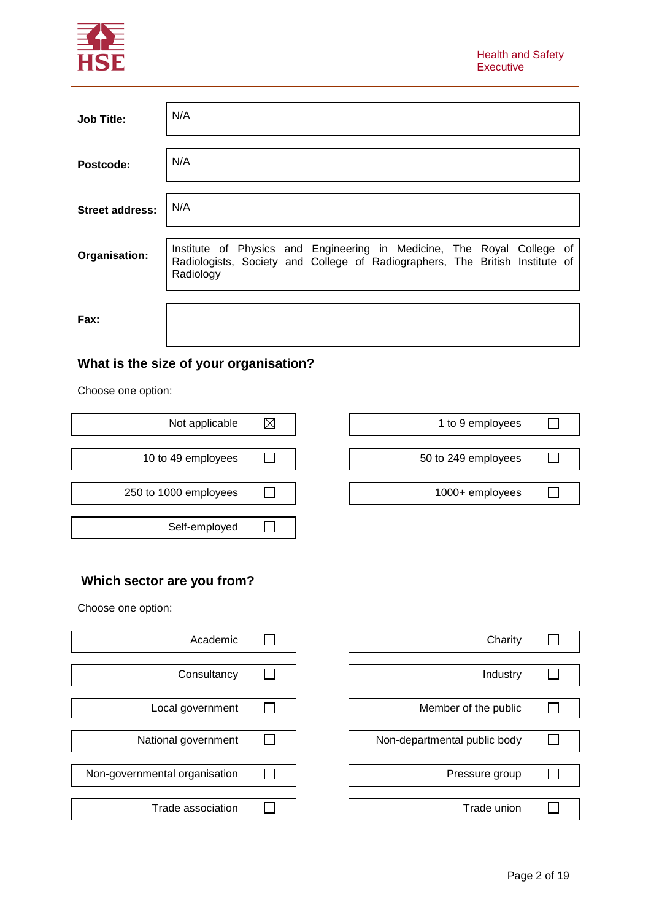| | |
|---|---|
| **Job Title:** | N/A |
| **Postcode:** | N/A |
| **Street address:** | N/A |
| **Organisation:** | Institute of Physics and Engineering in Medicine, The Royal College of Radiologists, Society and College of Radiographers, The British Institute of Radiology |
| **Fax:** | |

### What is the size of your organisation?

Choose one option:

- [x] Not applicable
- [ ] 1 to 9 employees
- [ ] 10 to 49 employees
- [ ] 50 to 249 employees
- [ ] 250 to 1000 employees
- [ ] 1000+ employees
- [ ] Self-employed

### Which sector are you from?

Choose one option:

- [ ] Academic
- [ ] Charity
- [ ] Consultancy
- [ ] Industry
- [ ] Local government
- [ ] Member of the public
- [ ] National government
- [ ] Non-departmental public body
- [ ] Non-governmental organisation
- [ ] Pressure group
- [ ] Trade association
- [ ] Trade union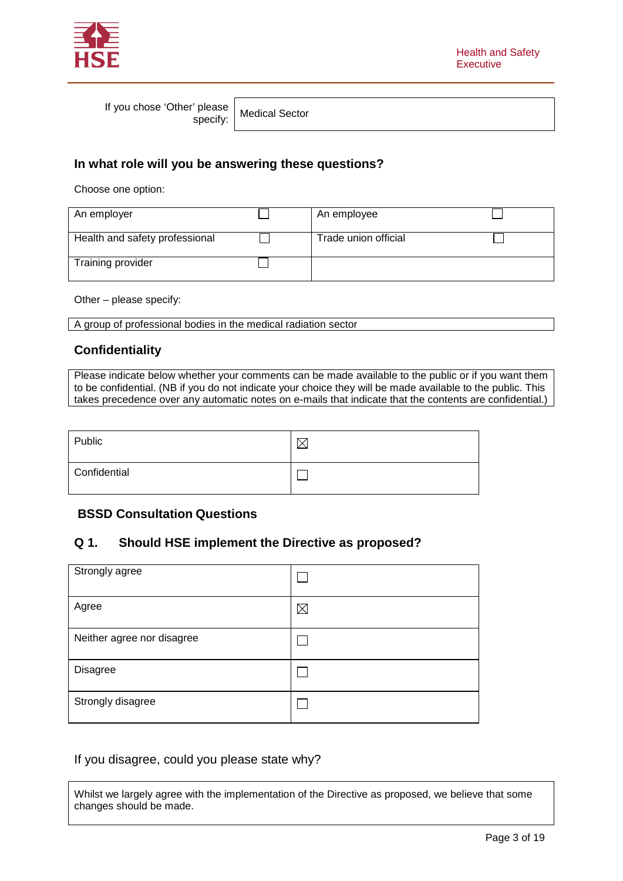| If you chose 'Other' please specify: | Medical Sector |
|---|---|

## In what role will you be answering these questions?

Choose one option:

| | | | |
|---|---|---|---|
| An employer | ☐ | An employee | ☐ |
| Health and safety professional | ☐ | Trade union official | ☐ |
| Training provider | ☐ | | |

Other – please specify:

A group of professional bodies in the medical radiation sector

## Confidentiality

Please indicate below whether your comments can be made available to the public or if you want them to be confidential. (NB if you do not indicate your choice they will be made available to the public. This takes precedence over any automatic notes on e-mails that indicate that the contents are confidential.)

| | |
|---|---|
| Public | ☒ |
| Confidential | ☐ |

## BSSD Consultation Questions

### Q 1. Should HSE implement the Directive as proposed?

| | |
|---|---|
| Strongly agree | ☐ |
| Agree | ☒ |
| Neither agree nor disagree | ☐ |
| Disagree | ☐ |
| Strongly disagree | ☐ |

If you disagree, could you please state why?

Whilst we largely agree with the implementation of the Directive as proposed, we believe that some changes should be made.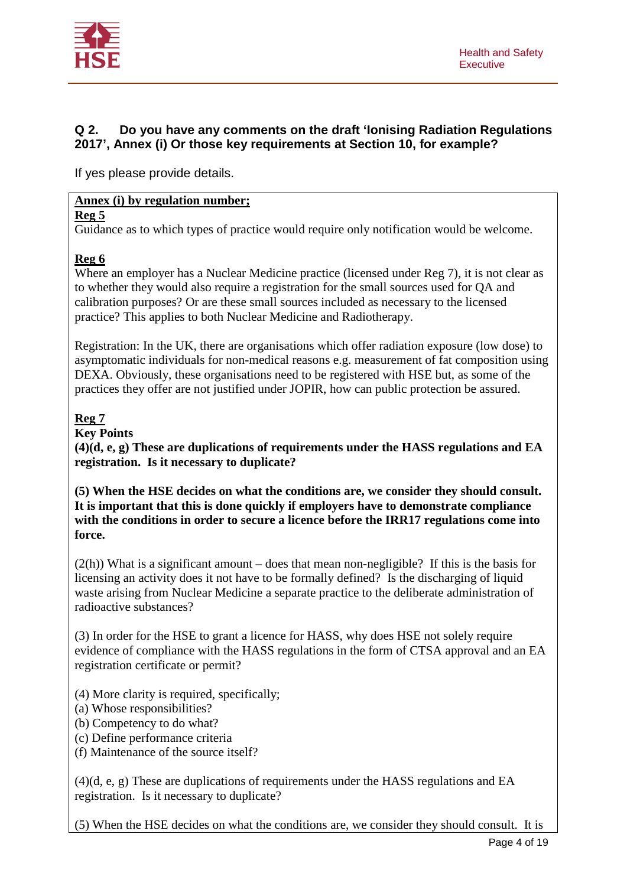**Q 2. Do you have any comments on the draft 'Ionising Radiation Regulations 2017', Annex (i) Or those key requirements at Section 10, for example?**

If yes please provide details.

**Annex (i) by regulation number;**

**Reg 5**

Guidance as to which types of practice would require only notification would be welcome.

**Reg 6**

Where an employer has a Nuclear Medicine practice (licensed under Reg 7), it is not clear as to whether they would also require a registration for the small sources used for QA and calibration purposes? Or are these small sources included as necessary to the licensed practice? This applies to both Nuclear Medicine and Radiotherapy.

Registration: In the UK, there are organisations which offer radiation exposure (low dose) to asymptomatic individuals for non-medical reasons e.g. measurement of fat composition using DEXA. Obviously, these organisations need to be registered with HSE but, as some of the practices they offer are not justified under JOPIR, how can public protection be assured.

**Reg 7**

**Key Points**

**(4)(d, e, g) These are duplications of requirements under the HASS regulations and EA registration. Is it necessary to duplicate?**

**(5) When the HSE decides on what the conditions are, we consider they should consult. It is important that this is done quickly if employers have to demonstrate compliance with the conditions in order to secure a licence before the IRR17 regulations come into force.**

(2(h)) What is a significant amount – does that mean non-negligible? If this is the basis for licensing an activity does it not have to be formally defined? Is the discharging of liquid waste arising from Nuclear Medicine a separate practice to the deliberate administration of radioactive substances?

(3) In order for the HSE to grant a licence for HASS, why does HSE not solely require evidence of compliance with the HASS regulations in the form of CTSA approval and an EA registration certificate or permit?

(4) More clarity is required, specifically;
(a) Whose responsibilities?
(b) Competency to do what?
(c) Define performance criteria
(f) Maintenance of the source itself?

(4)(d, e, g) These are duplications of requirements under the HASS regulations and EA registration. Is it necessary to duplicate?

(5) When the HSE decides on what the conditions are, we consider they should consult. It is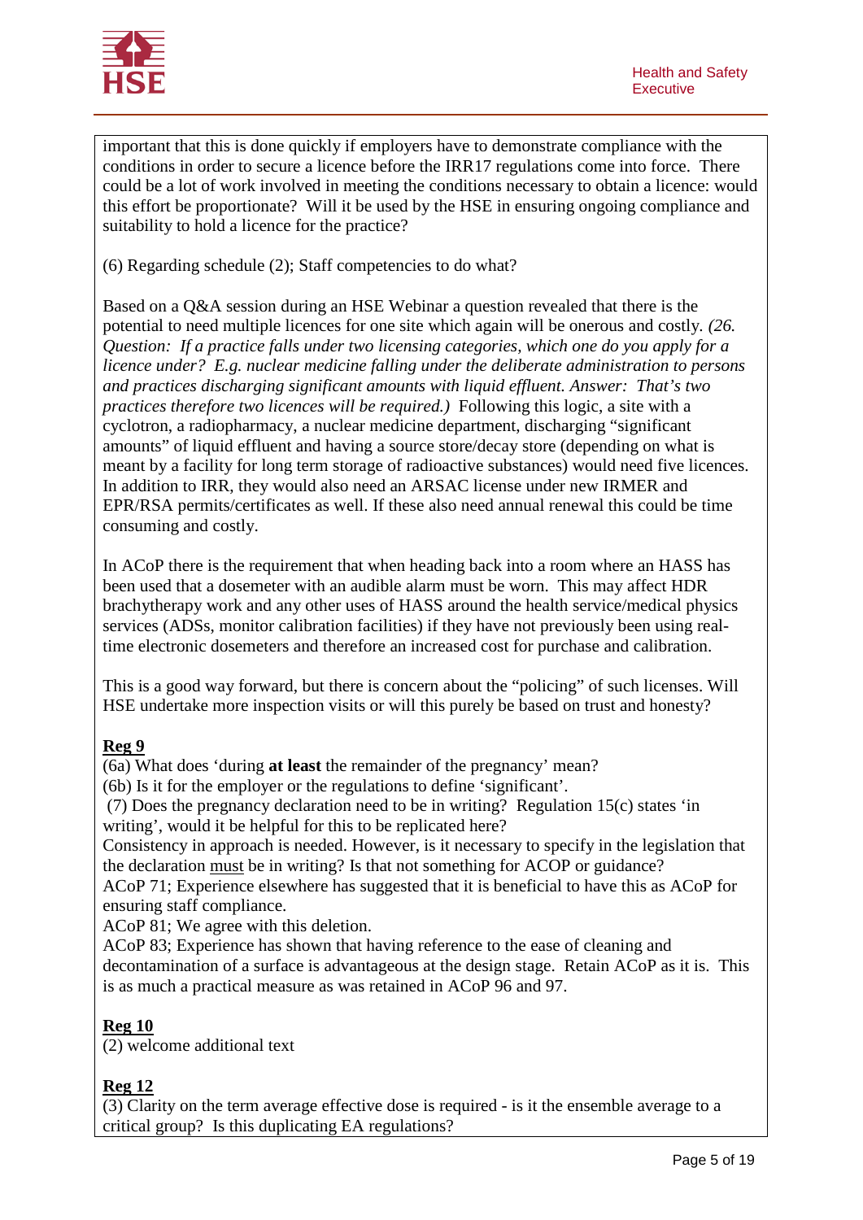important that this is done quickly if employers have to demonstrate compliance with the conditions in order to secure a licence before the IRR17 regulations come into force. There could be a lot of work involved in meeting the conditions necessary to obtain a licence: would this effort be proportionate? Will it be used by the HSE in ensuring ongoing compliance and suitability to hold a licence for the practice?

(6) Regarding schedule (2); Staff competencies to do what?

Based on a Q&A session during an HSE Webinar a question revealed that there is the potential to need multiple licences for one site which again will be onerous and costly. *(26. Question: If a practice falls under two licensing categories, which one do you apply for a licence under? E.g. nuclear medicine falling under the deliberate administration to persons and practices discharging significant amounts with liquid effluent. Answer: That's two practices therefore two licences will be required.)* Following this logic, a site with a cyclotron, a radiopharmacy, a nuclear medicine department, discharging "significant amounts" of liquid effluent and having a source store/decay store (depending on what is meant by a facility for long term storage of radioactive substances) would need five licences. In addition to IRR, they would also need an ARSAC license under new IRMER and EPR/RSA permits/certificates as well. If these also need annual renewal this could be time consuming and costly.

In ACoP there is the requirement that when heading back into a room where an HASS has been used that a dosemeter with an audible alarm must be worn. This may affect HDR brachytherapy work and any other uses of HASS around the health service/medical physics services (ADSs, monitor calibration facilities) if they have not previously been using real-time electronic dosemeters and therefore an increased cost for purchase and calibration.

This is a good way forward, but there is concern about the "policing" of such licenses. Will HSE undertake more inspection visits or will this purely be based on trust and honesty?

**<u>Reg 9</u>**

(6a) What does 'during **at least** the remainder of the pregnancy' mean?
(6b) Is it for the employer or the regulations to define 'significant'.
(7) Does the pregnancy declaration need to be in writing? Regulation 15(c) states 'in writing', would it be helpful for this to be replicated here?
Consistency in approach is needed. However, is it necessary to specify in the legislation that the declaration <u>must</u> be in writing? Is that not something for ACOP or guidance?
ACoP 71; Experience elsewhere has suggested that it is beneficial to have this as ACoP for ensuring staff compliance.
ACoP 81; We agree with this deletion.
ACoP 83; Experience has shown that having reference to the ease of cleaning and decontamination of a surface is advantageous at the design stage. Retain ACoP as it is. This is as much a practical measure as was retained in ACoP 96 and 97.

**<u>Reg 10</u>**

(2) welcome additional text

**<u>Reg 12</u>**

(3) Clarity on the term average effective dose is required - is it the ensemble average to a critical group? Is this duplicating EA regulations?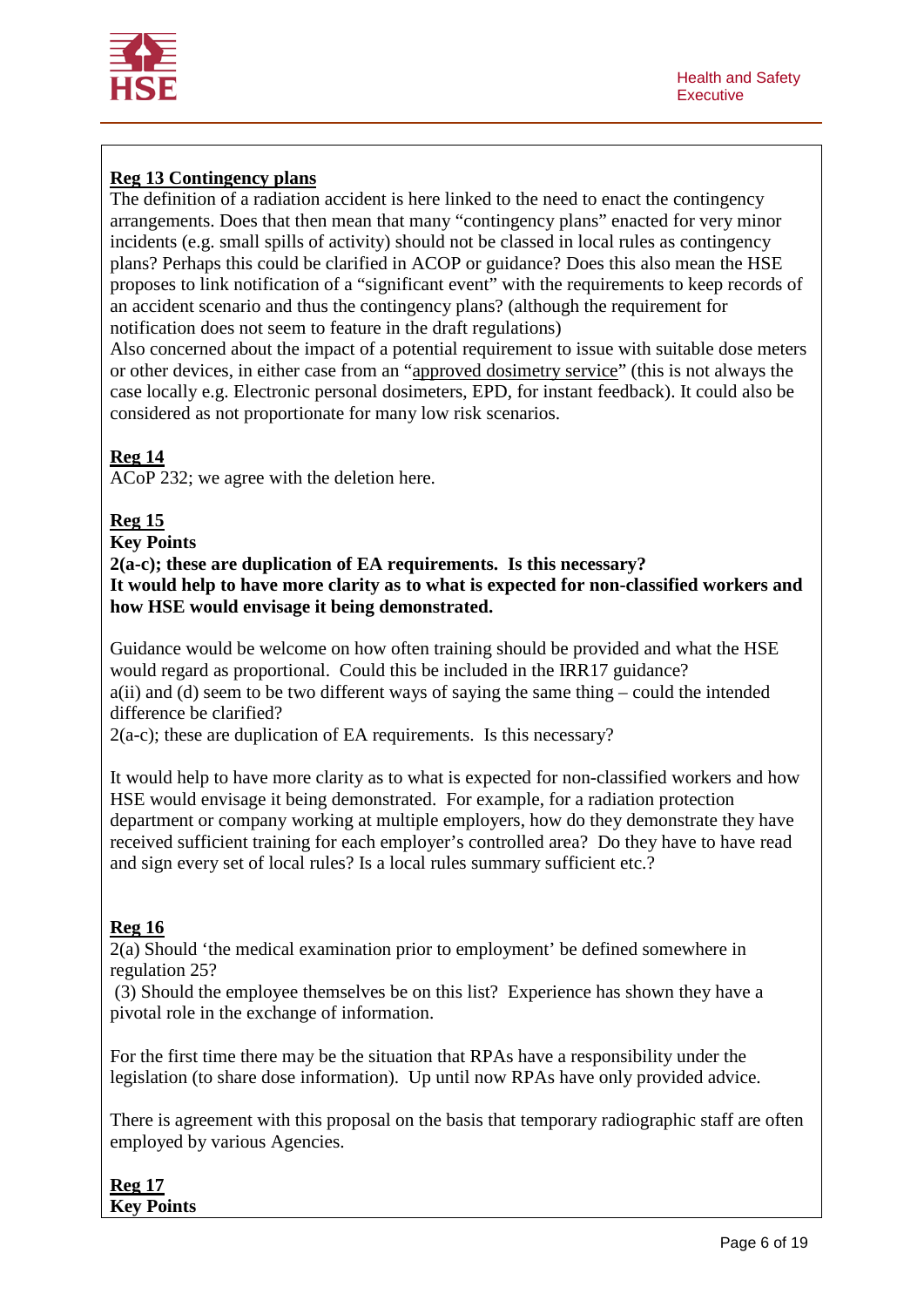**Reg 13 Contingency plans**

The definition of a radiation accident is here linked to the need to enact the contingency arrangements. Does that then mean that many "contingency plans" enacted for very minor incidents (e.g. small spills of activity) should not be classed in local rules as contingency plans? Perhaps this could be clarified in ACOP or guidance? Does this also mean the HSE proposes to link notification of a "significant event" with the requirements to keep records of an accident scenario and thus the contingency plans? (although the requirement for notification does not seem to feature in the draft regulations)

Also concerned about the impact of a potential requirement to issue with suitable dose meters or other devices, in either case from an "approved dosimetry service" (this is not always the case locally e.g. Electronic personal dosimeters, EPD, for instant feedback). It could also be considered as not proportionate for many low risk scenarios.

**Reg 14**

ACoP 232; we agree with the deletion here.

**Reg 15**

**Key Points**

**2(a-c); these are duplication of EA requirements. Is this necessary?**

**It would help to have more clarity as to what is expected for non-classified workers and how HSE would envisage it being demonstrated.**

Guidance would be welcome on how often training should be provided and what the HSE would regard as proportional. Could this be included in the IRR17 guidance?

a(ii) and (d) seem to be two different ways of saying the same thing – could the intended difference be clarified?

2(a-c); these are duplication of EA requirements. Is this necessary?

It would help to have more clarity as to what is expected for non-classified workers and how HSE would envisage it being demonstrated. For example, for a radiation protection department or company working at multiple employers, how do they demonstrate they have received sufficient training for each employer's controlled area? Do they have to have read and sign every set of local rules? Is a local rules summary sufficient etc.?

**Reg 16**

2(a) Should 'the medical examination prior to employment' be defined somewhere in regulation 25?

(3) Should the employee themselves be on this list? Experience has shown they have a pivotal role in the exchange of information.

For the first time there may be the situation that RPAs have a responsibility under the legislation (to share dose information). Up until now RPAs have only provided advice.

There is agreement with this proposal on the basis that temporary radiographic staff are often employed by various Agencies.

**Reg 17**

**Key Points**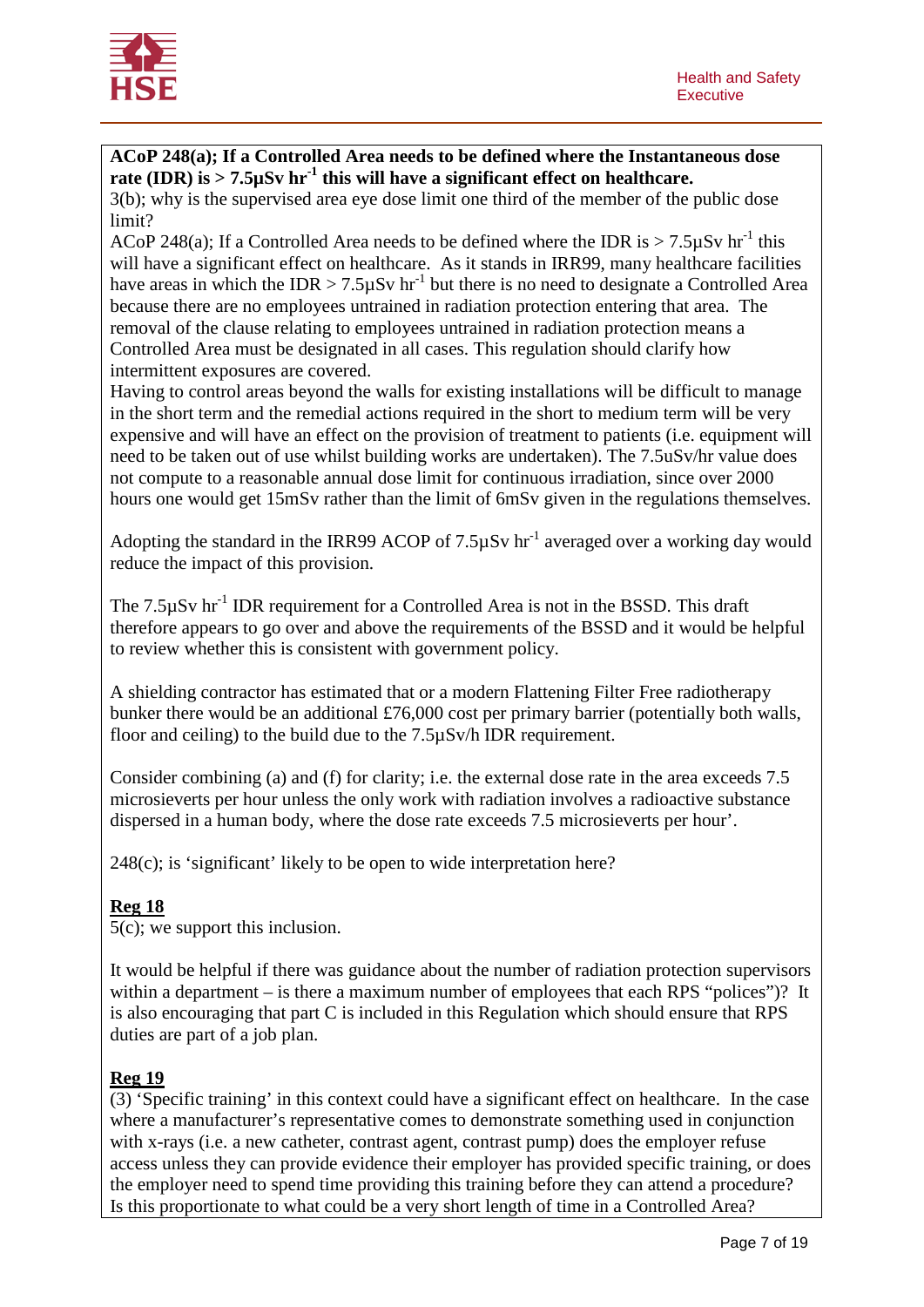**ACoP 248(a); If a Controlled Area needs to be defined where the Instantaneous dose rate (IDR) is > 7.5µSv hr$^{-1}$ this will have a significant effect on healthcare.**

3(b); why is the supervised area eye dose limit one third of the member of the public dose limit?

ACoP 248(a); If a Controlled Area needs to be defined where the IDR is > 7.5µSv hr$^{-1}$ this will have a significant effect on healthcare. As it stands in IRR99, many healthcare facilities have areas in which the IDR > 7.5µSv hr$^{-1}$ but there is no need to designate a Controlled Area because there are no employees untrained in radiation protection entering that area. The removal of the clause relating to employees untrained in radiation protection means a Controlled Area must be designated in all cases. This regulation should clarify how intermittent exposures are covered.

Having to control areas beyond the walls for existing installations will be difficult to manage in the short term and the remedial actions required in the short to medium term will be very expensive and will have an effect on the provision of treatment to patients (i.e. equipment will need to be taken out of use whilst building works are undertaken). The 7.5uSv/hr value does not compute to a reasonable annual dose limit for continuous irradiation, since over 2000 hours one would get 15mSv rather than the limit of 6mSv given in the regulations themselves.

Adopting the standard in the IRR99 ACOP of 7.5µSv hr$^{-1}$ averaged over a working day would reduce the impact of this provision.

The 7.5µSv hr$^{-1}$ IDR requirement for a Controlled Area is not in the BSSD. This draft therefore appears to go over and above the requirements of the BSSD and it would be helpful to review whether this is consistent with government policy.

A shielding contractor has estimated that or a modern Flattening Filter Free radiotherapy bunker there would be an additional £76,000 cost per primary barrier (potentially both walls, floor and ceiling) to the build due to the 7.5µSv/h IDR requirement.

Consider combining (a) and (f) for clarity; i.e. the external dose rate in the area exceeds 7.5 microsieverts per hour unless the only work with radiation involves a radioactive substance dispersed in a human body, where the dose rate exceeds 7.5 microsieverts per hour'.

248(c); is 'significant' likely to be open to wide interpretation here?

**<u>Reg 18</u>**

5(c); we support this inclusion.

It would be helpful if there was guidance about the number of radiation protection supervisors within a department – is there a maximum number of employees that each RPS "polices")? It is also encouraging that part C is included in this Regulation which should ensure that RPS duties are part of a job plan.

**<u>Reg 19</u>**

(3) 'Specific training' in this context could have a significant effect on healthcare. In the case where a manufacturer's representative comes to demonstrate something used in conjunction with x-rays (i.e. a new catheter, contrast agent, contrast pump) does the employer refuse access unless they can provide evidence their employer has provided specific training, or does the employer need to spend time providing this training before they can attend a procedure? Is this proportionate to what could be a very short length of time in a Controlled Area?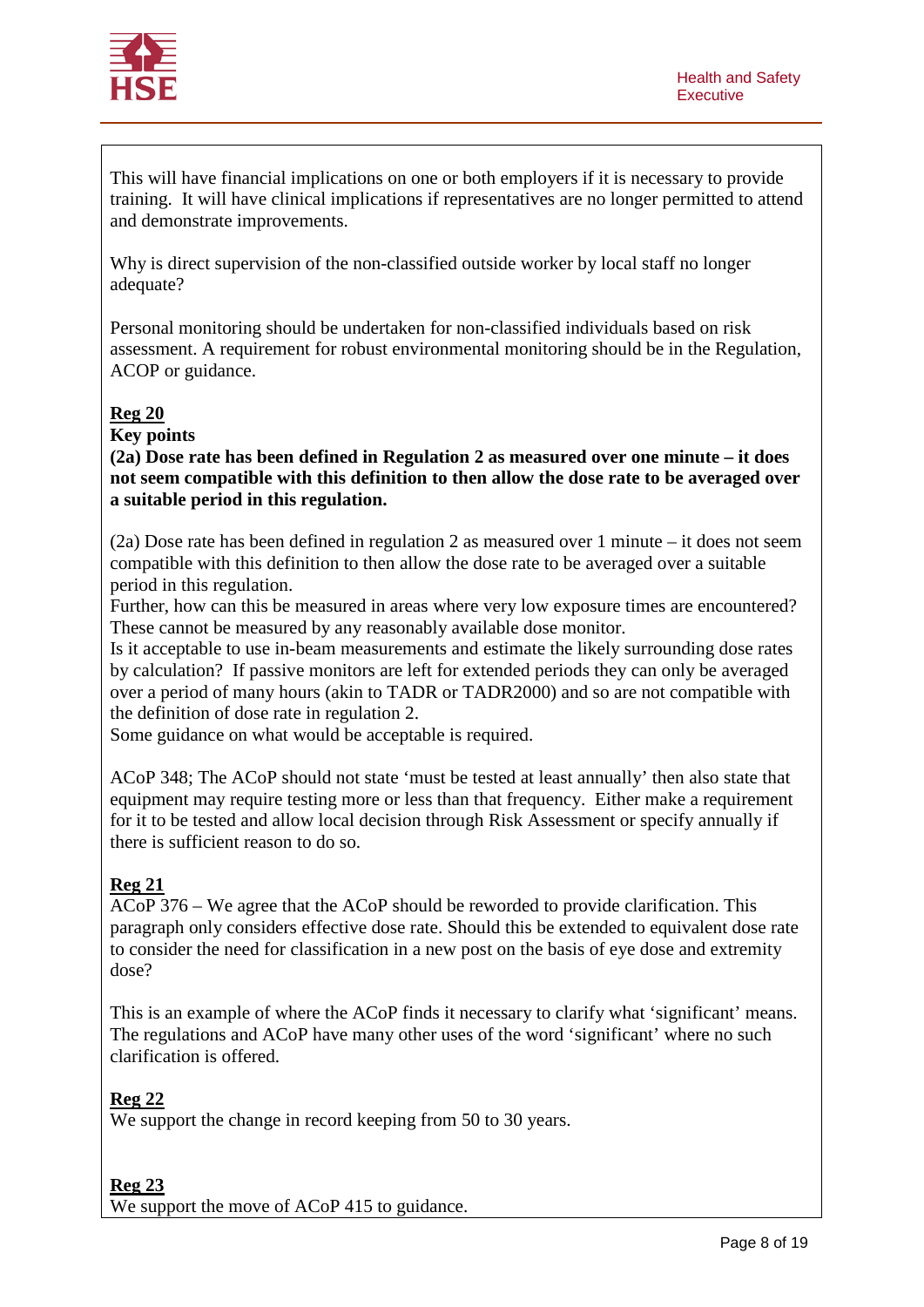This will have financial implications on one or both employers if it is necessary to provide training. It will have clinical implications if representatives are no longer permitted to attend and demonstrate improvements.

Why is direct supervision of the non-classified outside worker by local staff no longer adequate?

Personal monitoring should be undertaken for non-classified individuals based on risk assessment. A requirement for robust environmental monitoring should be in the Regulation, ACOP or guidance.

**Reg 20**

**Key points**

**(2a) Dose rate has been defined in Regulation 2 as measured over one minute – it does not seem compatible with this definition to then allow the dose rate to be averaged over a suitable period in this regulation.**

(2a) Dose rate has been defined in regulation 2 as measured over 1 minute – it does not seem compatible with this definition to then allow the dose rate to be averaged over a suitable period in this regulation.
Further, how can this be measured in areas where very low exposure times are encountered? These cannot be measured by any reasonably available dose monitor.
Is it acceptable to use in-beam measurements and estimate the likely surrounding dose rates by calculation? If passive monitors are left for extended periods they can only be averaged over a period of many hours (akin to TADR or TADR2000) and so are not compatible with the definition of dose rate in regulation 2.
Some guidance on what would be acceptable is required.

ACoP 348; The ACoP should not state 'must be tested at least annually' then also state that equipment may require testing more or less than that frequency. Either make a requirement for it to be tested and allow local decision through Risk Assessment or specify annually if there is sufficient reason to do so.

**Reg 21**

ACoP 376 – We agree that the ACoP should be reworded to provide clarification. This paragraph only considers effective dose rate. Should this be extended to equivalent dose rate to consider the need for classification in a new post on the basis of eye dose and extremity dose?

This is an example of where the ACoP finds it necessary to clarify what 'significant' means. The regulations and ACoP have many other uses of the word 'significant' where no such clarification is offered.

**Reg 22**

We support the change in record keeping from 50 to 30 years.

**Reg 23**

We support the move of ACoP 415 to guidance.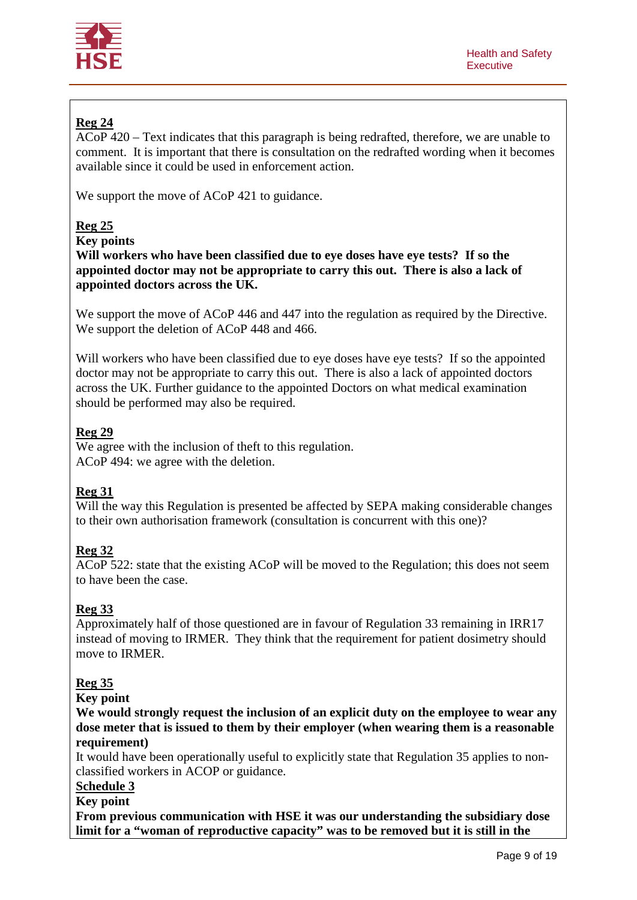**Reg 24**

ACoP 420 – Text indicates that this paragraph is being redrafted, therefore, we are unable to comment. It is important that there is consultation on the redrafted wording when it becomes available since it could be used in enforcement action.

We support the move of ACoP 421 to guidance.

**Reg 25**

**Key points**

**Will workers who have been classified due to eye doses have eye tests? If so the appointed doctor may not be appropriate to carry this out. There is also a lack of appointed doctors across the UK.**

We support the move of ACoP 446 and 447 into the regulation as required by the Directive. We support the deletion of ACoP 448 and 466.

Will workers who have been classified due to eye doses have eye tests? If so the appointed doctor may not be appropriate to carry this out. There is also a lack of appointed doctors across the UK. Further guidance to the appointed Doctors on what medical examination should be performed may also be required.

**Reg 29**

We agree with the inclusion of theft to this regulation.
ACoP 494: we agree with the deletion.

**Reg 31**

Will the way this Regulation is presented be affected by SEPA making considerable changes to their own authorisation framework (consultation is concurrent with this one)?

**Reg 32**

ACoP 522: state that the existing ACoP will be moved to the Regulation; this does not seem to have been the case.

**Reg 33**

Approximately half of those questioned are in favour of Regulation 33 remaining in IRR17 instead of moving to IRMER. They think that the requirement for patient dosimetry should move to IRMER.

**Reg 35**

**Key point**

**We would strongly request the inclusion of an explicit duty on the employee to wear any dose meter that is issued to them by their employer (when wearing them is a reasonable requirement)**

It would have been operationally useful to explicitly state that Regulation 35 applies to non-classified workers in ACOP or guidance.

**Schedule 3**

**Key point**

**From previous communication with HSE it was our understanding the subsidiary dose limit for a "woman of reproductive capacity" was to be removed but it is still in the**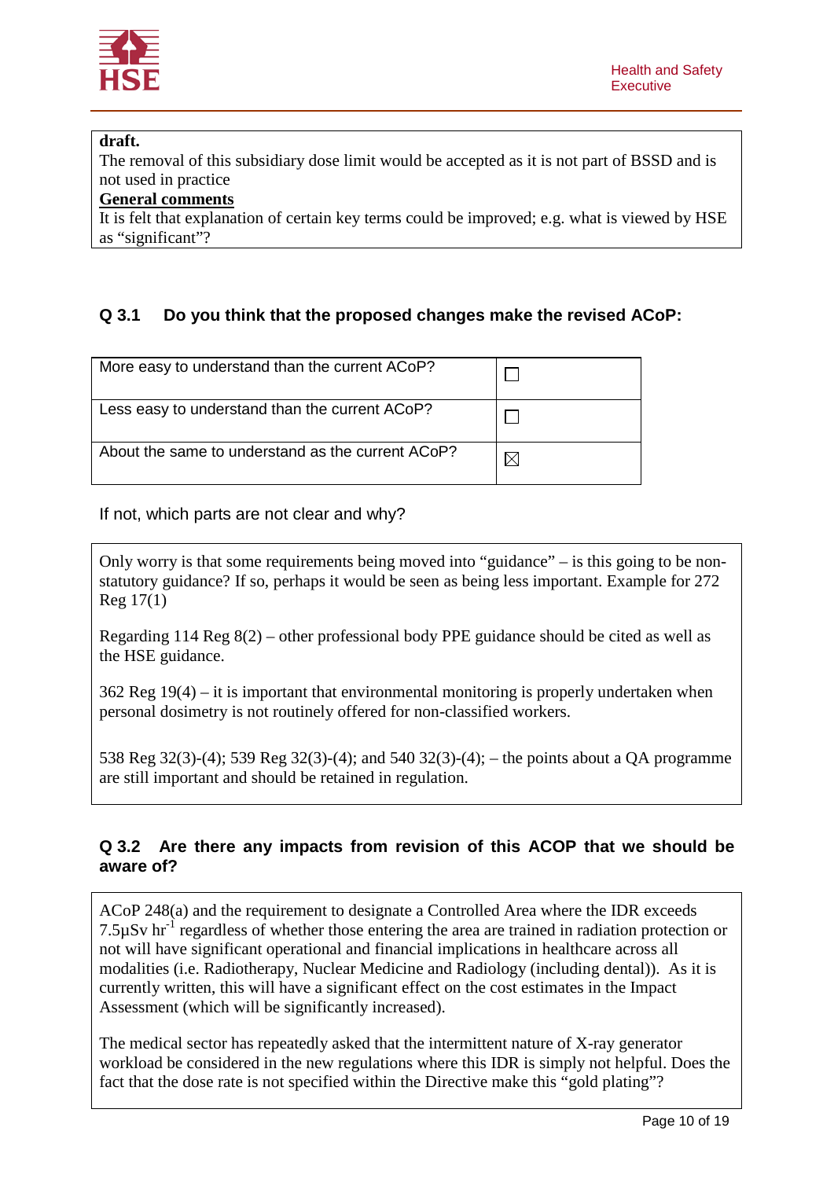**draft.**

The removal of this subsidiary dose limit would be accepted as it is not part of BSSD and is not used in practice

**General comments**

It is felt that explanation of certain key terms could be improved; e.g. what is viewed by HSE as “significant”?

## Q 3.1 Do you think that the proposed changes make the revised ACoP:

| | |
|---|---|
| More easy to understand than the current ACoP? | ☐ |
| Less easy to understand than the current ACoP? | ☐ |
| About the same to understand as the current ACoP? | ☒ |

If not, which parts are not clear and why?

Only worry is that some requirements being moved into “guidance” – is this going to be non-statutory guidance? If so, perhaps it would be seen as being less important. Example for 272 Reg 17(1)

Regarding 114 Reg 8(2) – other professional body PPE guidance should be cited as well as the HSE guidance.

362 Reg 19(4) – it is important that environmental monitoring is properly undertaken when personal dosimetry is not routinely offered for non-classified workers.

538 Reg 32(3)-(4); 539 Reg 32(3)-(4); and 540 32(3)-(4); – the points about a QA programme are still important and should be retained in regulation.

## Q 3.2 Are there any impacts from revision of this ACOP that we should be aware of?

ACoP 248(a) and the requirement to designate a Controlled Area where the IDR exceeds 7.5µSv $hr^{-1}$ regardless of whether those entering the area are trained in radiation protection or not will have significant operational and financial implications in healthcare across all modalities (i.e. Radiotherapy, Nuclear Medicine and Radiology (including dental)). As it is currently written, this will have a significant effect on the cost estimates in the Impact Assessment (which will be significantly increased).

The medical sector has repeatedly asked that the intermittent nature of X-ray generator workload be considered in the new regulations where this IDR is simply not helpful. Does the fact that the dose rate is not specified within the Directive make this “gold plating”?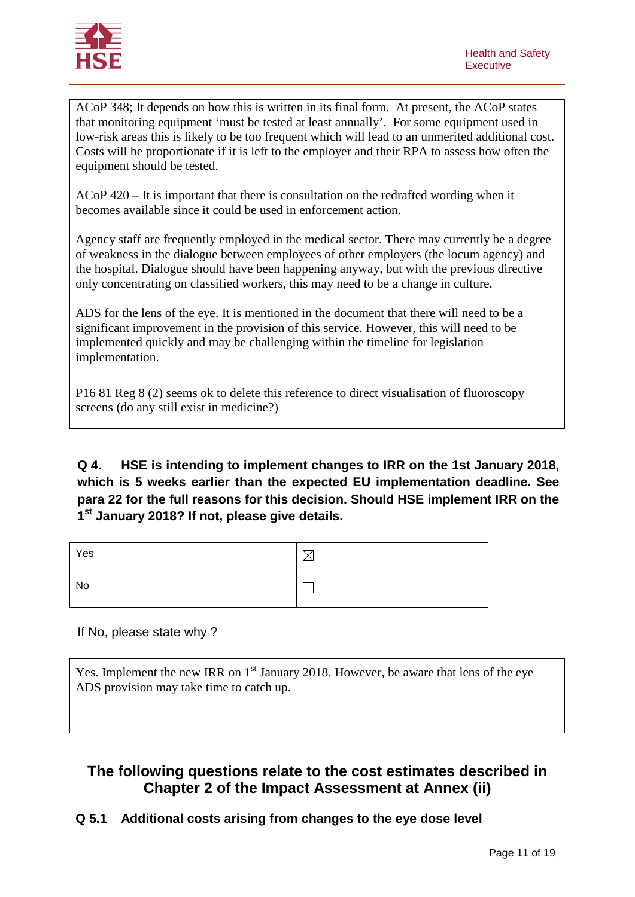ACoP 348; It depends on how this is written in its final form. At present, the ACoP states that monitoring equipment 'must be tested at least annually'. For some equipment used in low-risk areas this is likely to be too frequent which will lead to an unmerited additional cost. Costs will be proportionate if it is left to the employer and their RPA to assess how often the equipment should be tested.

ACoP 420 – It is important that there is consultation on the redrafted wording when it becomes available since it could be used in enforcement action.

Agency staff are frequently employed in the medical sector. There may currently be a degree of weakness in the dialogue between employees of other employers (the locum agency) and the hospital. Dialogue should have been happening anyway, but with the previous directive only concentrating on classified workers, this may need to be a change in culture.

ADS for the lens of the eye. It is mentioned in the document that there will need to be a significant improvement in the provision of this service. However, this will need to be implemented quickly and may be challenging within the timeline for legislation implementation.

P16 81 Reg 8 (2) seems ok to delete this reference to direct visualisation of fluoroscopy screens (do any still exist in medicine?)

**Q 4. HSE is intending to implement changes to IRR on the 1st January 2018, which is 5 weeks earlier than the expected EU implementation deadline. See para 22 for the full reasons for this decision. Should HSE implement IRR on the 1st January 2018? If not, please give details.**

| | |
|---|---|
| Yes | ☒ |
| No | ☐ |

If No, please state why ?

Yes. Implement the new IRR on 1st January 2018. However, be aware that lens of the eye ADS provision may take time to catch up.

## The following questions relate to the cost estimates described in Chapter 2 of the Impact Assessment at Annex (ii)

**Q 5.1 Additional costs arising from changes to the eye dose level**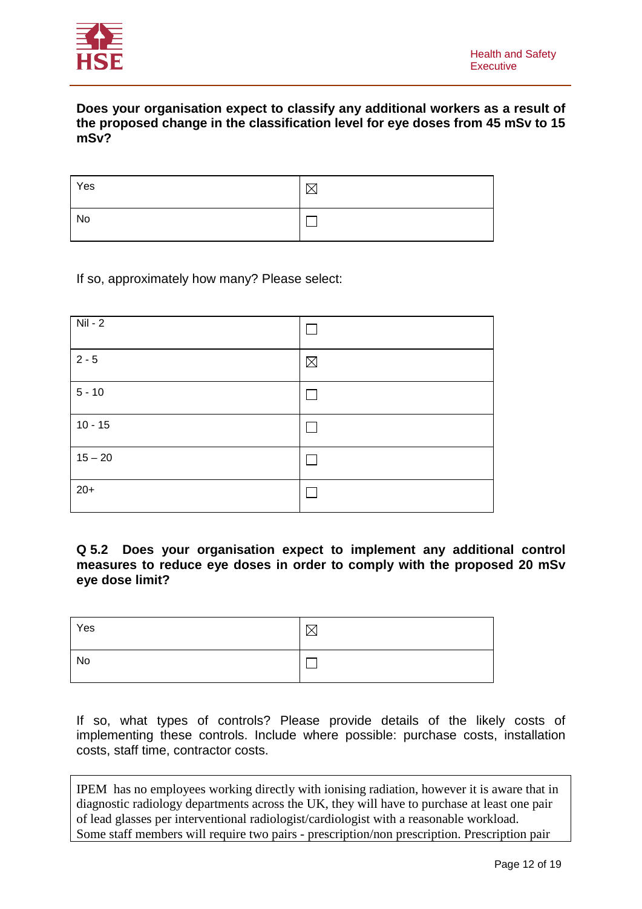**Does your organisation expect to classify any additional workers as a result of the proposed change in the classification level for eye doses from 45 mSv to 15 mSv?**

| | |
|---|---|
| Yes | ☒ |
| No | ☐ |

If so, approximately how many? Please select:

| | |
|---|---|
| Nil - 2 | ☐ |
| 2 - 5 | ☒ |
| 5 - 10 | ☐ |
| 10 - 15 | ☐ |
| 15 – 20 | ☐ |
| 20+ | ☐ |

**Q 5.2 Does your organisation expect to implement any additional control measures to reduce eye doses in order to comply with the proposed 20 mSv eye dose limit?**

| | |
|---|---|
| Yes | ☒ |
| No | ☐ |

If so, what types of controls? Please provide details of the likely costs of implementing these controls. Include where possible: purchase costs, installation costs, staff time, contractor costs.

IPEM has no employees working directly with ionising radiation, however it is aware that in diagnostic radiology departments across the UK, they will have to purchase at least one pair of lead glasses per interventional radiologist/cardiologist with a reasonable workload. Some staff members will require two pairs - prescription/non prescription. Prescription pair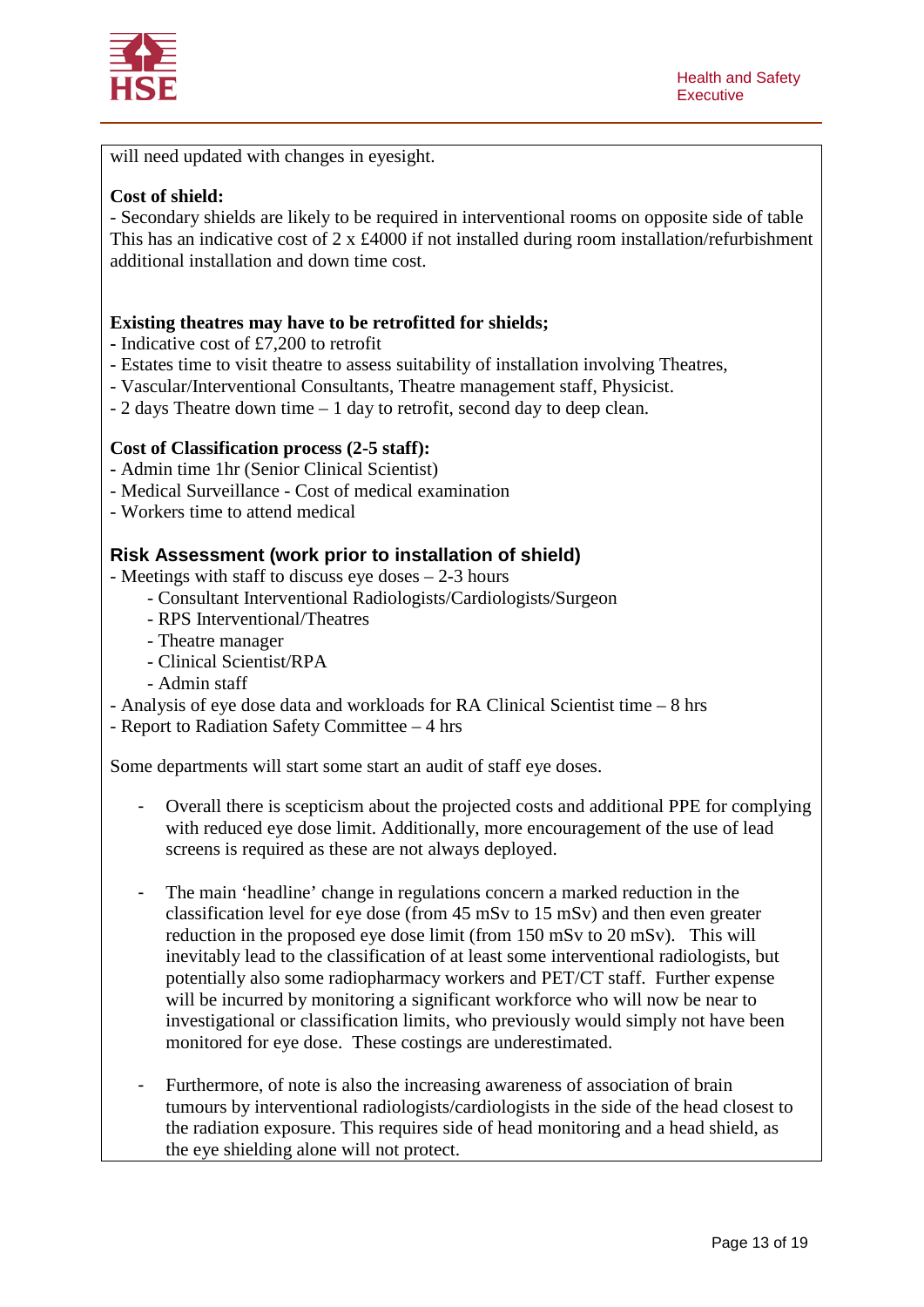will need updated with changes in eyesight.

**Cost of shield:**

- Secondary shields are likely to be required in interventional rooms on opposite side of table This has an indicative cost of 2 x £4000 if not installed during room installation/refurbishment additional installation and down time cost.

**Existing theatres may have to be retrofitted for shields;**

- Indicative cost of £7,200 to retrofit
- Estates time to visit theatre to assess suitability of installation involving Theatres,
- Vascular/Interventional Consultants, Theatre management staff, Physicist.
- 2 days Theatre down time – 1 day to retrofit, second day to deep clean.

**Cost of Classification process (2-5 staff):**

- Admin time 1hr (Senior Clinical Scientist)
- Medical Surveillance - Cost of medical examination
- Workers time to attend medical

**Risk Assessment (work prior to installation of shield)**

- Meetings with staff to discuss eye doses – 2-3 hours
    - Consultant Interventional Radiologists/Cardiologists/Surgeon
    - RPS Interventional/Theatres
    - Theatre manager
    - Clinical Scientist/RPA
    - Admin staff
- Analysis of eye dose data and workloads for RA Clinical Scientist time – 8 hrs
- Report to Radiation Safety Committee – 4 hrs

Some departments will start some start an audit of staff eye doses.

- Overall there is scepticism about the projected costs and additional PPE for complying with reduced eye dose limit. Additionally, more encouragement of the use of lead screens is required as these are not always deployed.

- The main 'headline' change in regulations concern a marked reduction in the classification level for eye dose (from 45 mSv to 15 mSv) and then even greater reduction in the proposed eye dose limit (from 150 mSv to 20 mSv). This will inevitably lead to the classification of at least some interventional radiologists, but potentially also some radiopharmacy workers and PET/CT staff. Further expense will be incurred by monitoring a significant workforce who will now be near to investigational or classification limits, who previously would simply not have been monitored for eye dose. These costings are underestimated.

- Furthermore, of note is also the increasing awareness of association of brain tumours by interventional radiologists/cardiologists in the side of the head closest to the radiation exposure. This requires side of head monitoring and a head shield, as the eye shielding alone will not protect.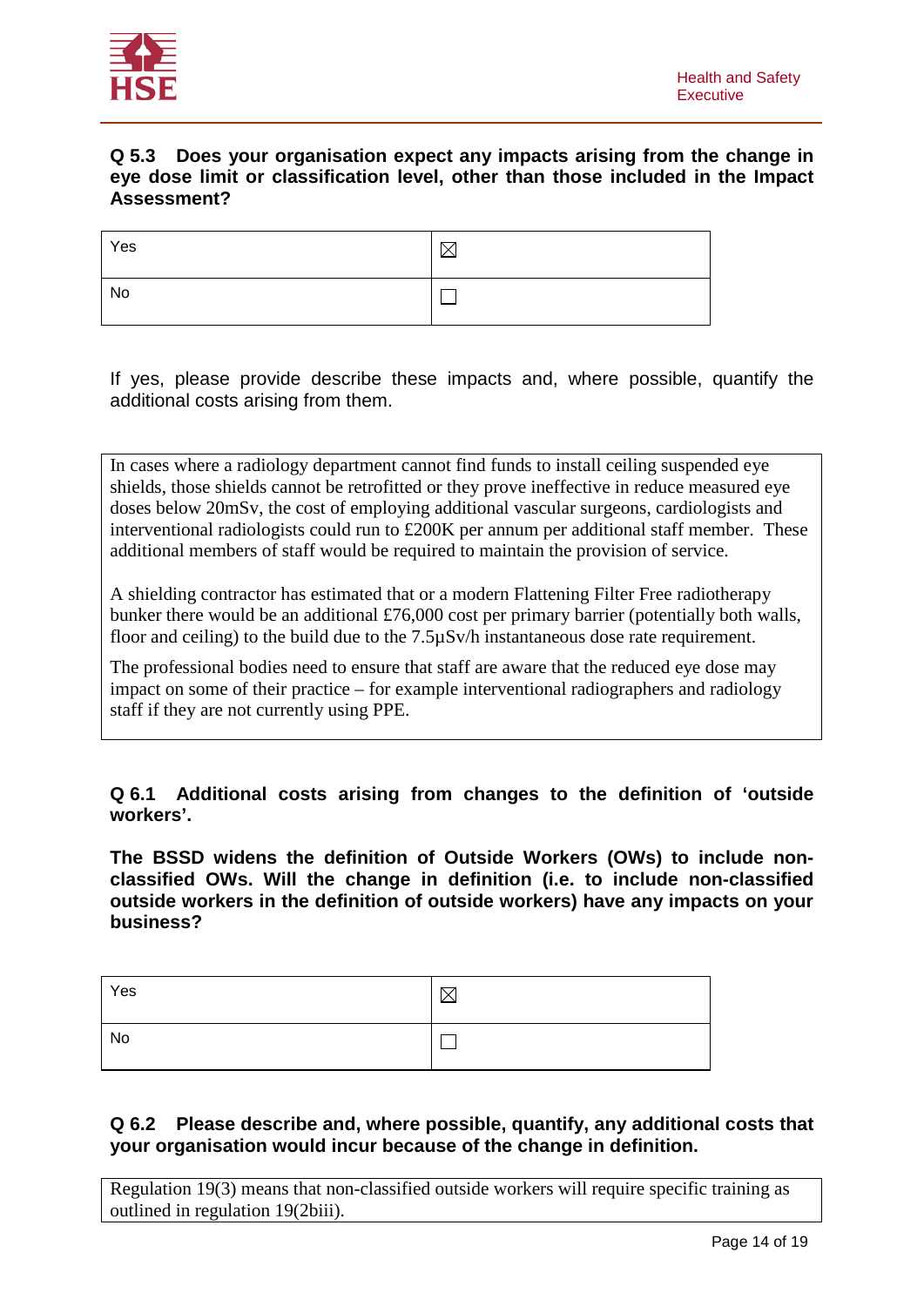**Q 5.3 Does your organisation expect any impacts arising from the change in eye dose limit or classification level, other than those included in the Impact Assessment?**

| | |
|---|---|
| Yes | ☒ |
| No | ☐ |

If yes, please provide describe these impacts and, where possible, quantify the additional costs arising from them.

In cases where a radiology department cannot find funds to install ceiling suspended eye shields, those shields cannot be retrofitted or they prove ineffective in reduce measured eye doses below 20mSv, the cost of employing additional vascular surgeons, cardiologists and interventional radiologists could run to £200K per annum per additional staff member. These additional members of staff would be required to maintain the provision of service.

A shielding contractor has estimated that or a modern Flattening Filter Free radiotherapy bunker there would be an additional £76,000 cost per primary barrier (potentially both walls, floor and ceiling) to the build due to the 7.5µSv/h instantaneous dose rate requirement.

The professional bodies need to ensure that staff are aware that the reduced eye dose may impact on some of their practice – for example interventional radiographers and radiology staff if they are not currently using PPE.

**Q 6.1 Additional costs arising from changes to the definition of 'outside workers'.**

**The BSSD widens the definition of Outside Workers (OWs) to include non-classified OWs. Will the change in definition (i.e. to include non-classified outside workers in the definition of outside workers) have any impacts on your business?**

| | |
|---|---|
| Yes | ☒ |
| No | ☐ |

**Q 6.2 Please describe and, where possible, quantify, any additional costs that your organisation would incur because of the change in definition.**

Regulation 19(3) means that non-classified outside workers will require specific training as outlined in regulation 19(2biii).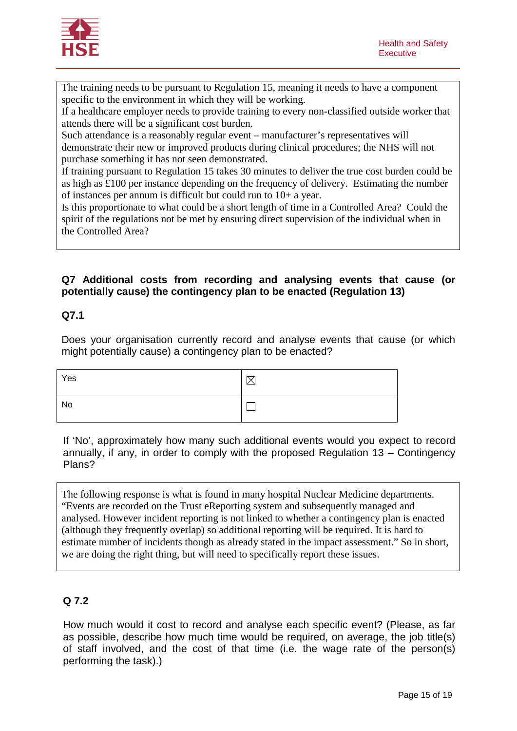The training needs to be pursuant to Regulation 15, meaning it needs to have a component specific to the environment in which they will be working.
If a healthcare employer needs to provide training to every non-classified outside worker that attends there will be a significant cost burden.
Such attendance is a reasonably regular event – manufacturer's representatives will demonstrate their new or improved products during clinical procedures; the NHS will not purchase something it has not seen demonstrated.
If training pursuant to Regulation 15 takes 30 minutes to deliver the true cost burden could be as high as £100 per instance depending on the frequency of delivery. Estimating the number of instances per annum is difficult but could run to 10+ a year.
Is this proportionate to what could be a short length of time in a Controlled Area? Could the spirit of the regulations not be met by ensuring direct supervision of the individual when in the Controlled Area?

**Q7 Additional costs from recording and analysing events that cause (or potentially cause) the contingency plan to be enacted (Regulation 13)**

**Q7.1**

Does your organisation currently record and analyse events that cause (or which might potentially cause) a contingency plan to be enacted?

| | |
|---|---|
| Yes | ☒ |
| No | ☐ |

If 'No', approximately how many such additional events would you expect to record annually, if any, in order to comply with the proposed Regulation 13 – Contingency Plans?

The following response is what is found in many hospital Nuclear Medicine departments. "Events are recorded on the Trust eReporting system and subsequently managed and analysed. However incident reporting is not linked to whether a contingency plan is enacted (although they frequently overlap) so additional reporting will be required. It is hard to estimate number of incidents though as already stated in the impact assessment." So in short, we are doing the right thing, but will need to specifically report these issues.

**Q 7.2**

How much would it cost to record and analyse each specific event? (Please, as far as possible, describe how much time would be required, on average, the job title(s) of staff involved, and the cost of that time (i.e. the wage rate of the person(s) performing the task).)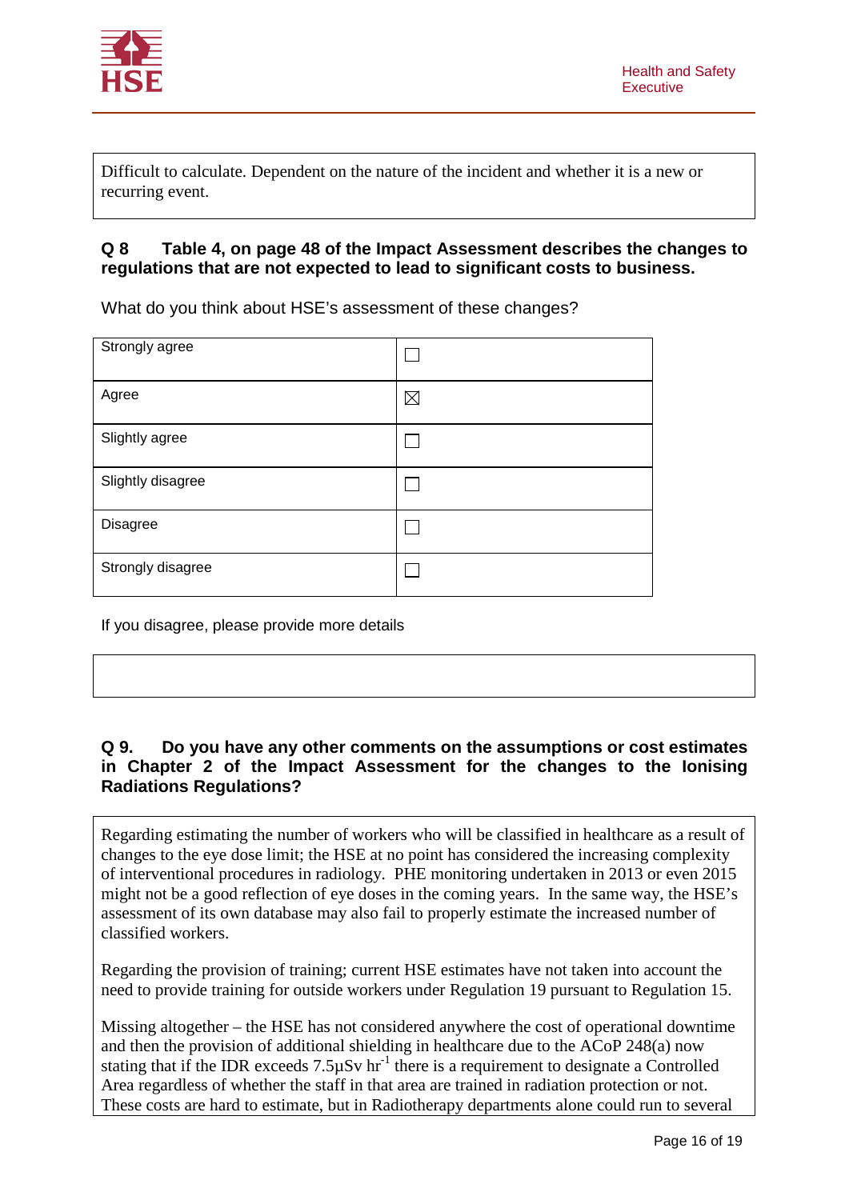Difficult to calculate. Dependent on the nature of the incident and whether it is a new or recurring event.

**Q 8 Table 4, on page 48 of the Impact Assessment describes the changes to regulations that are not expected to lead to significant costs to business.**

What do you think about HSE's assessment of these changes?

| | |
|---|---|
| Strongly agree | ☐ |
| Agree | ☒ |
| Slightly agree | ☐ |
| Slightly disagree | ☐ |
| Disagree | ☐ |
| Strongly disagree | ☐ |

If you disagree, please provide more details

**Q 9. Do you have any other comments on the assumptions or cost estimates in Chapter 2 of the Impact Assessment for the changes to the Ionising Radiations Regulations?**

Regarding estimating the number of workers who will be classified in healthcare as a result of changes to the eye dose limit; the HSE at no point has considered the increasing complexity of interventional procedures in radiology. PHE monitoring undertaken in 2013 or even 2015 might not be a good reflection of eye doses in the coming years. In the same way, the HSE's assessment of its own database may also fail to properly estimate the increased number of classified workers.

Regarding the provision of training; current HSE estimates have not taken into account the need to provide training for outside workers under Regulation 19 pursuant to Regulation 15.

Missing altogether – the HSE has not considered anywhere the cost of operational downtime and then the provision of additional shielding in healthcare due to the ACoP 248(a) now stating that if the IDR exceeds 7.5µSv $hr^{-1}$ there is a requirement to designate a Controlled Area regardless of whether the staff in that area are trained in radiation protection or not. These costs are hard to estimate, but in Radiotherapy departments alone could run to several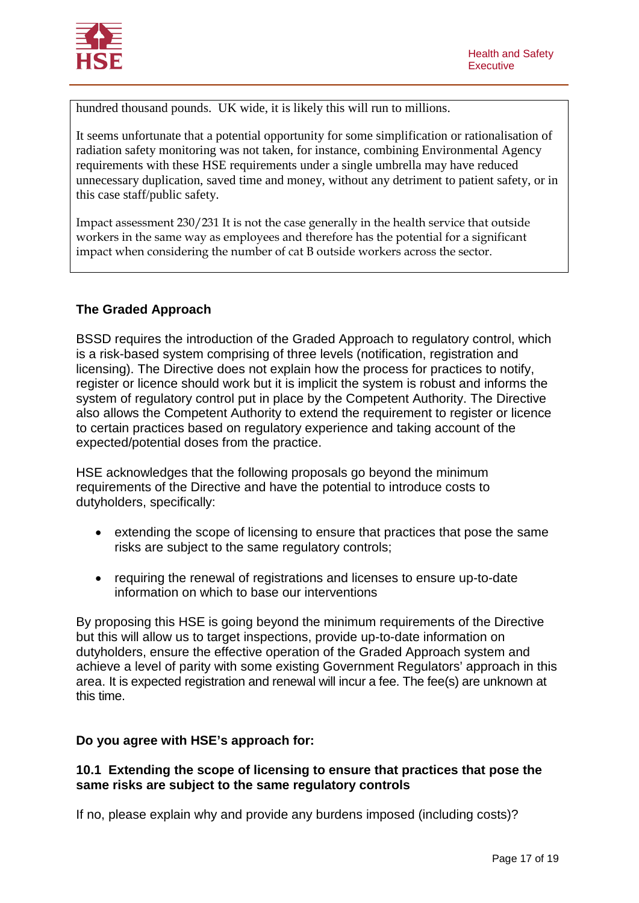hundred thousand pounds. UK wide, it is likely this will run to millions.

It seems unfortunate that a potential opportunity for some simplification or rationalisation of radiation safety monitoring was not taken, for instance, combining Environmental Agency requirements with these HSE requirements under a single umbrella may have reduced unnecessary duplication, saved time and money, without any detriment to patient safety, or in this case staff/public safety.

Impact assessment 230/231 It is not the case generally in the health service that outside workers in the same way as employees and therefore has the potential for a significant impact when considering the number of cat B outside workers across the sector.

### The Graded Approach

BSSD requires the introduction of the Graded Approach to regulatory control, which is a risk-based system comprising of three levels (notification, registration and licensing). The Directive does not explain how the process for practices to notify, register or licence should work but it is implicit the system is robust and informs the system of regulatory control put in place by the Competent Authority. The Directive also allows the Competent Authority to extend the requirement to register or licence to certain practices based on regulatory experience and taking account of the expected/potential doses from the practice.

HSE acknowledges that the following proposals go beyond the minimum requirements of the Directive and have the potential to introduce costs to dutyholders, specifically:

- extending the scope of licensing to ensure that practices that pose the same risks are subject to the same regulatory controls;
- requiring the renewal of registrations and licenses to ensure up-to-date information on which to base our interventions

By proposing this HSE is going beyond the minimum requirements of the Directive but this will allow us to target inspections, provide up-to-date information on dutyholders, ensure the effective operation of the Graded Approach system and achieve a level of parity with some existing Government Regulators' approach in this area. It is expected registration and renewal will incur a fee. The fee(s) are unknown at this time.

**Do you agree with HSE's approach for:**

**10.1 Extending the scope of licensing to ensure that practices that pose the same risks are subject to the same regulatory controls**

If no, please explain why and provide any burdens imposed (including costs)?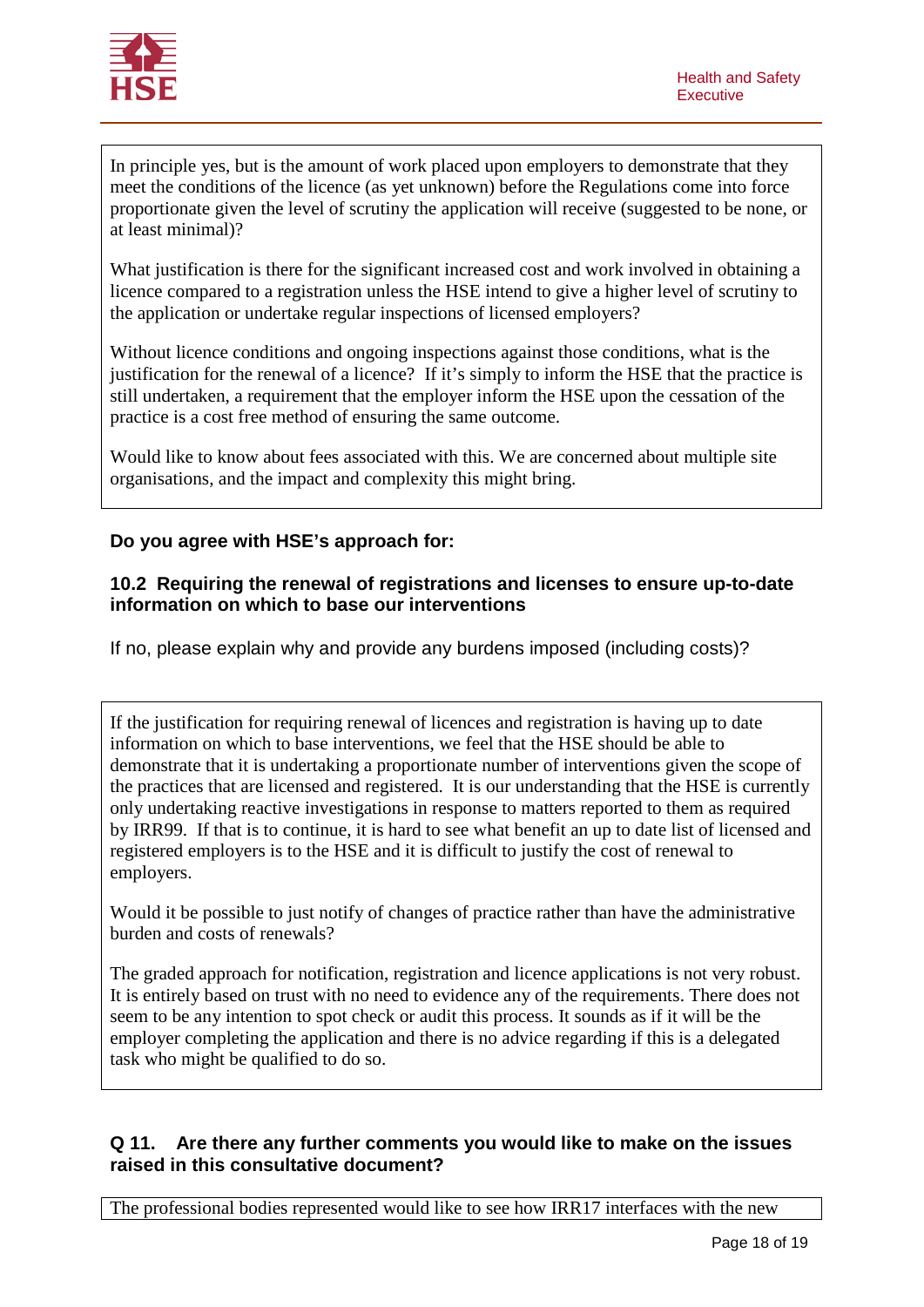In principle yes, but is the amount of work placed upon employers to demonstrate that they meet the conditions of the licence (as yet unknown) before the Regulations come into force proportionate given the level of scrutiny the application will receive (suggested to be none, or at least minimal)?

What justification is there for the significant increased cost and work involved in obtaining a licence compared to a registration unless the HSE intend to give a higher level of scrutiny to the application or undertake regular inspections of licensed employers?

Without licence conditions and ongoing inspections against those conditions, what is the justification for the renewal of a licence? If it's simply to inform the HSE that the practice is still undertaken, a requirement that the employer inform the HSE upon the cessation of the practice is a cost free method of ensuring the same outcome.

Would like to know about fees associated with this. We are concerned about multiple site organisations, and the impact and complexity this might bring.

**Do you agree with HSE's approach for:**

**10.2 Requiring the renewal of registrations and licenses to ensure up-to-date information on which to base our interventions**

If no, please explain why and provide any burdens imposed (including costs)?

If the justification for requiring renewal of licences and registration is having up to date information on which to base interventions, we feel that the HSE should be able to demonstrate that it is undertaking a proportionate number of interventions given the scope of the practices that are licensed and registered. It is our understanding that the HSE is currently only undertaking reactive investigations in response to matters reported to them as required by IRR99. If that is to continue, it is hard to see what benefit an up to date list of licensed and registered employers is to the HSE and it is difficult to justify the cost of renewal to employers.

Would it be possible to just notify of changes of practice rather than have the administrative burden and costs of renewals?

The graded approach for notification, registration and licence applications is not very robust. It is entirely based on trust with no need to evidence any of the requirements. There does not seem to be any intention to spot check or audit this process. It sounds as if it will be the employer completing the application and there is no advice regarding if this is a delegated task who might be qualified to do so.

**Q 11. Are there any further comments you would like to make on the issues raised in this consultative document?**

The professional bodies represented would like to see how IRR17 interfaces with the new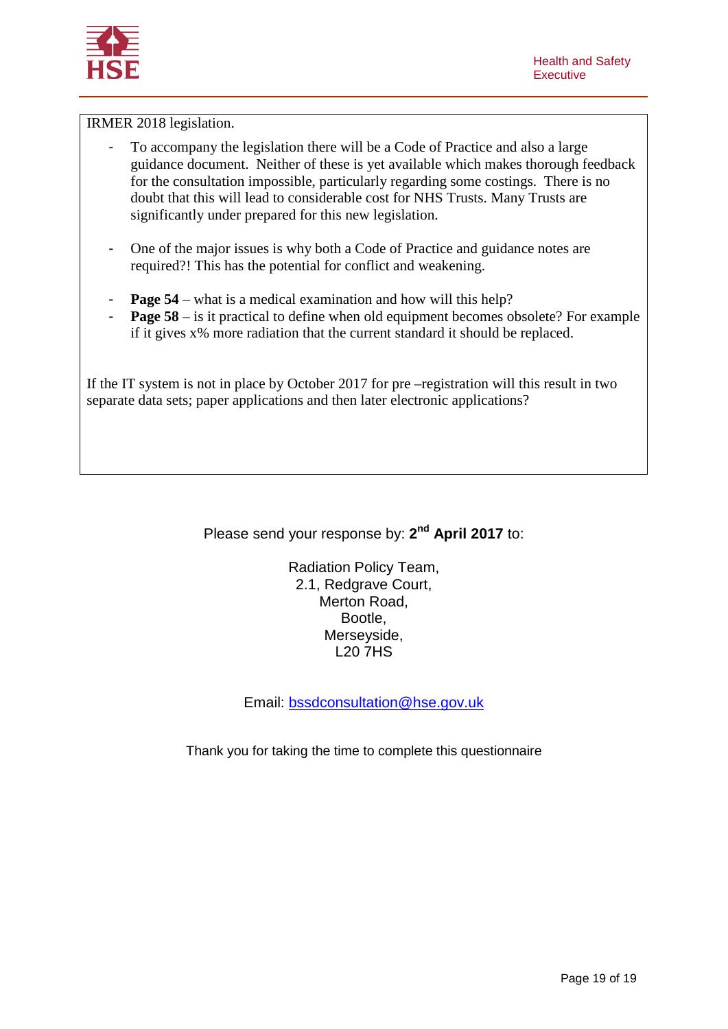IRMER 2018 legislation.

- To accompany the legislation there will be a Code of Practice and also a large guidance document. Neither of these is yet available which makes thorough feedback for the consultation impossible, particularly regarding some costings. There is no doubt that this will lead to considerable cost for NHS Trusts. Many Trusts are significantly under prepared for this new legislation.

- One of the major issues is why both a Code of Practice and guidance notes are required?! This has the potential for conflict and weakening.

- **Page 54** – what is a medical examination and how will this help?
- **Page 58** – is it practical to define when old equipment becomes obsolete? For example if it gives x% more radiation that the current standard it should be replaced.

If the IT system is not in place by October 2017 for pre –registration will this result in two separate data sets; paper applications and then later electronic applications?

Please send your response by: **2nd April 2017** to:

Radiation Policy Team,
2.1, Redgrave Court,
Merton Road,
Bootle,
Merseyside,
L20 7HS

Email: bssdconsultation@hse.gov.uk

Thank you for taking the time to complete this questionnaire